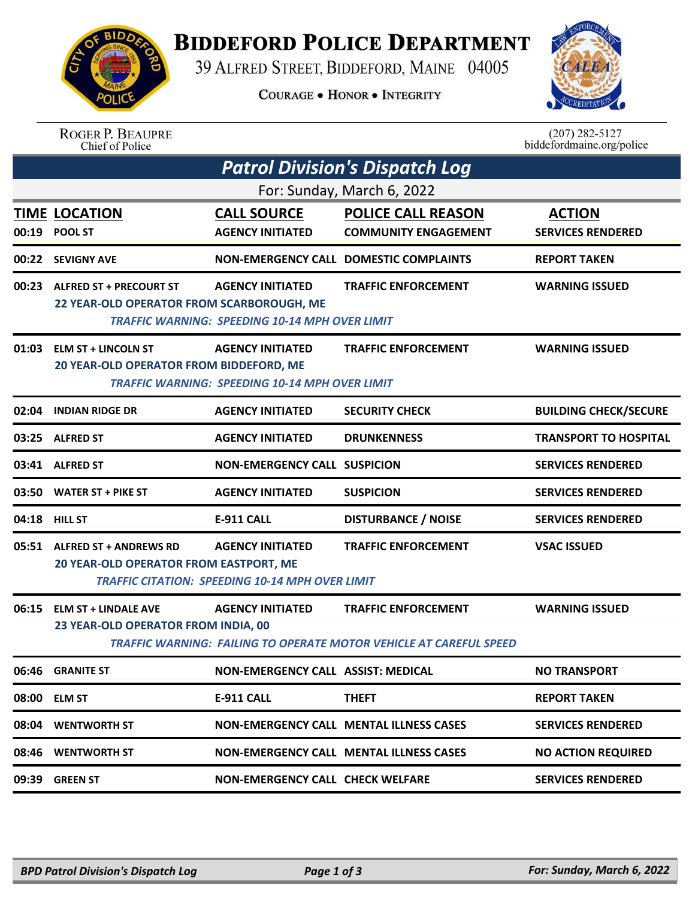# BIDDEFORD POLICE DEPARTMENT

39 ALFRED STREET, BIDDEFORD, MAINE 04005

COURAGE • HONOR • INTEGRITY

ROGER P. BEAUPRE
Chief of Police

(207) 282-5127
biddefordmaine.org/police

## Patrol Division's Dispatch Log

For: Sunday, March 6, 2022

| TIME | LOCATION | CALL SOURCE | POLICE CALL REASON | ACTION |
|---|---|---|---|---|
| 00:19 | POOL ST | AGENCY INITIATED | COMMUNITY ENGAGEMENT | SERVICES RENDERED |
| 00:22 | SEVIGNY AVE | NON-EMERGENCY CALL | DOMESTIC COMPLAINTS | REPORT TAKEN |
| 00:23 | ALFRED ST + PRECOURT ST<br>22 YEAR-OLD OPERATOR FROM SCARBOROUGH, ME<br>*TRAFFIC WARNING: SPEEDING 10-14 MPH OVER LIMIT* | AGENCY INITIATED | TRAFFIC ENFORCEMENT | WARNING ISSUED |
| 01:03 | ELM ST + LINCOLN ST<br>20 YEAR-OLD OPERATOR FROM BIDDEFORD, ME<br>*TRAFFIC WARNING: SPEEDING 10-14 MPH OVER LIMIT* | AGENCY INITIATED | TRAFFIC ENFORCEMENT | WARNING ISSUED |
| 02:04 | INDIAN RIDGE DR | AGENCY INITIATED | SECURITY CHECK | BUILDING CHECK/SECURE |
| 03:25 | ALFRED ST | AGENCY INITIATED | DRUNKENNESS | TRANSPORT TO HOSPITAL |
| 03:41 | ALFRED ST | NON-EMERGENCY CALL | SUSPICION | SERVICES RENDERED |
| 03:50 | WATER ST + PIKE ST | AGENCY INITIATED | SUSPICION | SERVICES RENDERED |
| 04:18 | HILL ST | E-911 CALL | DISTURBANCE / NOISE | SERVICES RENDERED |
| 05:51 | ALFRED ST + ANDREWS RD<br>20 YEAR-OLD OPERATOR FROM EASTPORT, ME<br>*TRAFFIC CITATION: SPEEDING 10-14 MPH OVER LIMIT* | AGENCY INITIATED | TRAFFIC ENFORCEMENT | VSAC ISSUED |
| 06:15 | ELM ST + LINDALE AVE<br>23 YEAR-OLD OPERATOR FROM INDIA, 00<br>*TRAFFIC WARNING: FAILING TO OPERATE MOTOR VEHICLE AT CAREFUL SPEED* | AGENCY INITIATED | TRAFFIC ENFORCEMENT | WARNING ISSUED |
| 06:46 | GRANITE ST | NON-EMERGENCY CALL | ASSIST: MEDICAL | NO TRANSPORT |
| 08:00 | ELM ST | E-911 CALL | THEFT | REPORT TAKEN |
| 08:04 | WENTWORTH ST | NON-EMERGENCY CALL | MENTAL ILLNESS CASES | SERVICES RENDERED |
| 08:46 | WENTWORTH ST | NON-EMERGENCY CALL | MENTAL ILLNESS CASES | NO ACTION REQUIRED |
| 09:39 | GREEN ST | NON-EMERGENCY CALL | CHECK WELFARE | SERVICES RENDERED |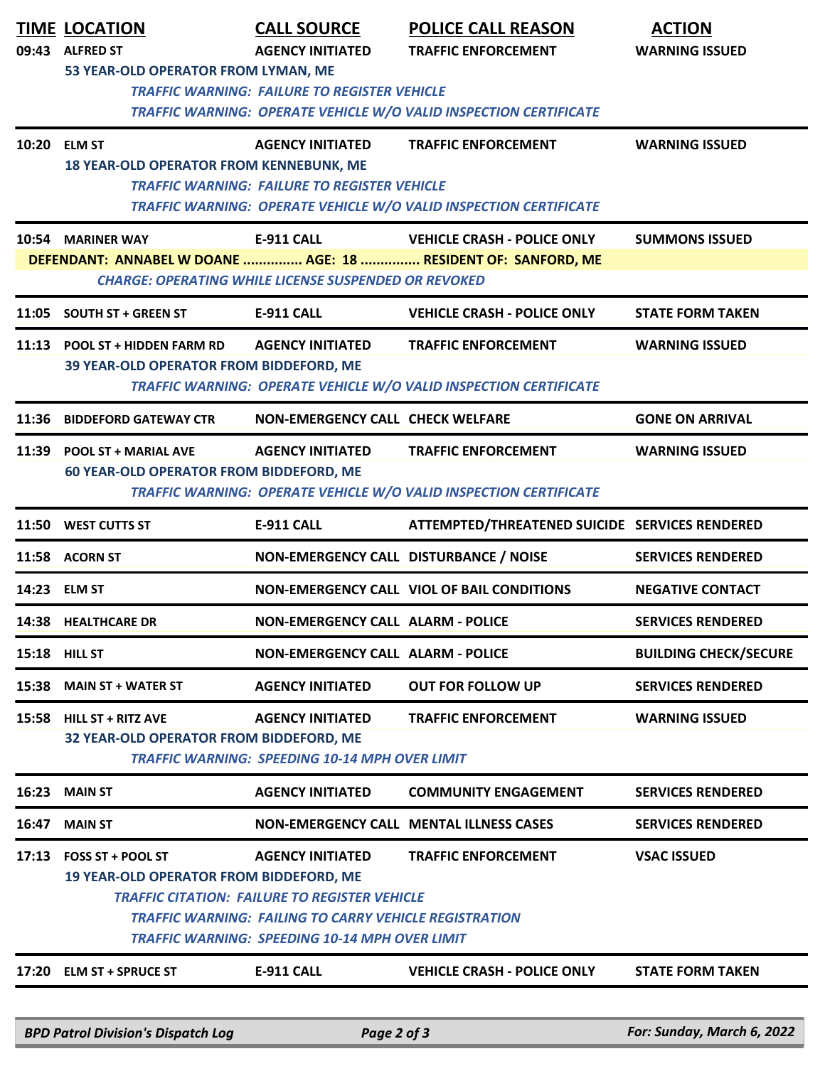| TIME | LOCATION | CALL SOURCE | POLICE CALL REASON | ACTION |
|---|---|---|---|---|
| 09:43 | ALFRED ST | AGENCY INITIATED | TRAFFIC ENFORCEMENT | WARNING ISSUED |
| | 53 YEAR-OLD OPERATOR FROM LYMAN, ME | | | |
| | *TRAFFIC WARNING: FAILURE TO REGISTER VEHICLE* | | | |
| | *TRAFFIC WARNING: OPERATE VEHICLE W/O VALID INSPECTION CERTIFICATE* | | | |
| 10:20 | ELM ST | AGENCY INITIATED | TRAFFIC ENFORCEMENT | WARNING ISSUED |
| | 18 YEAR-OLD OPERATOR FROM KENNEBUNK, ME | | | |
| | *TRAFFIC WARNING: FAILURE TO REGISTER VEHICLE* | | | |
| | *TRAFFIC WARNING: OPERATE VEHICLE W/O VALID INSPECTION CERTIFICATE* | | | |
| 10:54 | MARINER WAY | E-911 CALL | VEHICLE CRASH - POLICE ONLY | SUMMONS ISSUED |
| | DEFENDANT: ANNABEL W DOANE ............... AGE: 18 ............... RESIDENT OF: SANFORD, ME | | | |
| | *CHARGE: OPERATING WHILE LICENSE SUSPENDED OR REVOKED* | | | |
| 11:05 | SOUTH ST + GREEN ST | E-911 CALL | VEHICLE CRASH - POLICE ONLY | STATE FORM TAKEN |
| 11:13 | POOL ST + HIDDEN FARM RD | AGENCY INITIATED | TRAFFIC ENFORCEMENT | WARNING ISSUED |
| | 39 YEAR-OLD OPERATOR FROM BIDDEFORD, ME | | | |
| | *TRAFFIC WARNING: OPERATE VEHICLE W/O VALID INSPECTION CERTIFICATE* | | | |
| 11:36 | BIDDEFORD GATEWAY CTR | NON-EMERGENCY CALL | CHECK WELFARE | GONE ON ARRIVAL |
| 11:39 | POOL ST + MARIAL AVE | AGENCY INITIATED | TRAFFIC ENFORCEMENT | WARNING ISSUED |
| | 60 YEAR-OLD OPERATOR FROM BIDDEFORD, ME | | | |
| | *TRAFFIC WARNING: OPERATE VEHICLE W/O VALID INSPECTION CERTIFICATE* | | | |
| 11:50 | WEST CUTTS ST | E-911 CALL | ATTEMPTED/THREATENED SUICIDE | SERVICES RENDERED |
| 11:58 | ACORN ST | NON-EMERGENCY CALL | DISTURBANCE / NOISE | SERVICES RENDERED |
| 14:23 | ELM ST | NON-EMERGENCY CALL | VIOL OF BAIL CONDITIONS | NEGATIVE CONTACT |
| 14:38 | HEALTHCARE DR | NON-EMERGENCY CALL | ALARM - POLICE | SERVICES RENDERED |
| 15:18 | HILL ST | NON-EMERGENCY CALL | ALARM - POLICE | BUILDING CHECK/SECURE |
| 15:38 | MAIN ST + WATER ST | AGENCY INITIATED | OUT FOR FOLLOW UP | SERVICES RENDERED |
| 15:58 | HILL ST + RITZ AVE | AGENCY INITIATED | TRAFFIC ENFORCEMENT | WARNING ISSUED |
| | 32 YEAR-OLD OPERATOR FROM BIDDEFORD, ME | | | |
| | *TRAFFIC WARNING: SPEEDING 10-14 MPH OVER LIMIT* | | | |
| 16:23 | MAIN ST | AGENCY INITIATED | COMMUNITY ENGAGEMENT | SERVICES RENDERED |
| 16:47 | MAIN ST | NON-EMERGENCY CALL | MENTAL ILLNESS CASES | SERVICES RENDERED |
| 17:13 | FOSS ST + POOL ST | AGENCY INITIATED | TRAFFIC ENFORCEMENT | VSAC ISSUED |
| | 19 YEAR-OLD OPERATOR FROM BIDDEFORD, ME | | | |
| | *TRAFFIC CITATION: FAILURE TO REGISTER VEHICLE* | | | |
| | *TRAFFIC WARNING: FAILING TO CARRY VEHICLE REGISTRATION* | | | |
| | *TRAFFIC WARNING: SPEEDING 10-14 MPH OVER LIMIT* | | | |
| 17:20 | ELM ST + SPRUCE ST | E-911 CALL | VEHICLE CRASH - POLICE ONLY | STATE FORM TAKEN |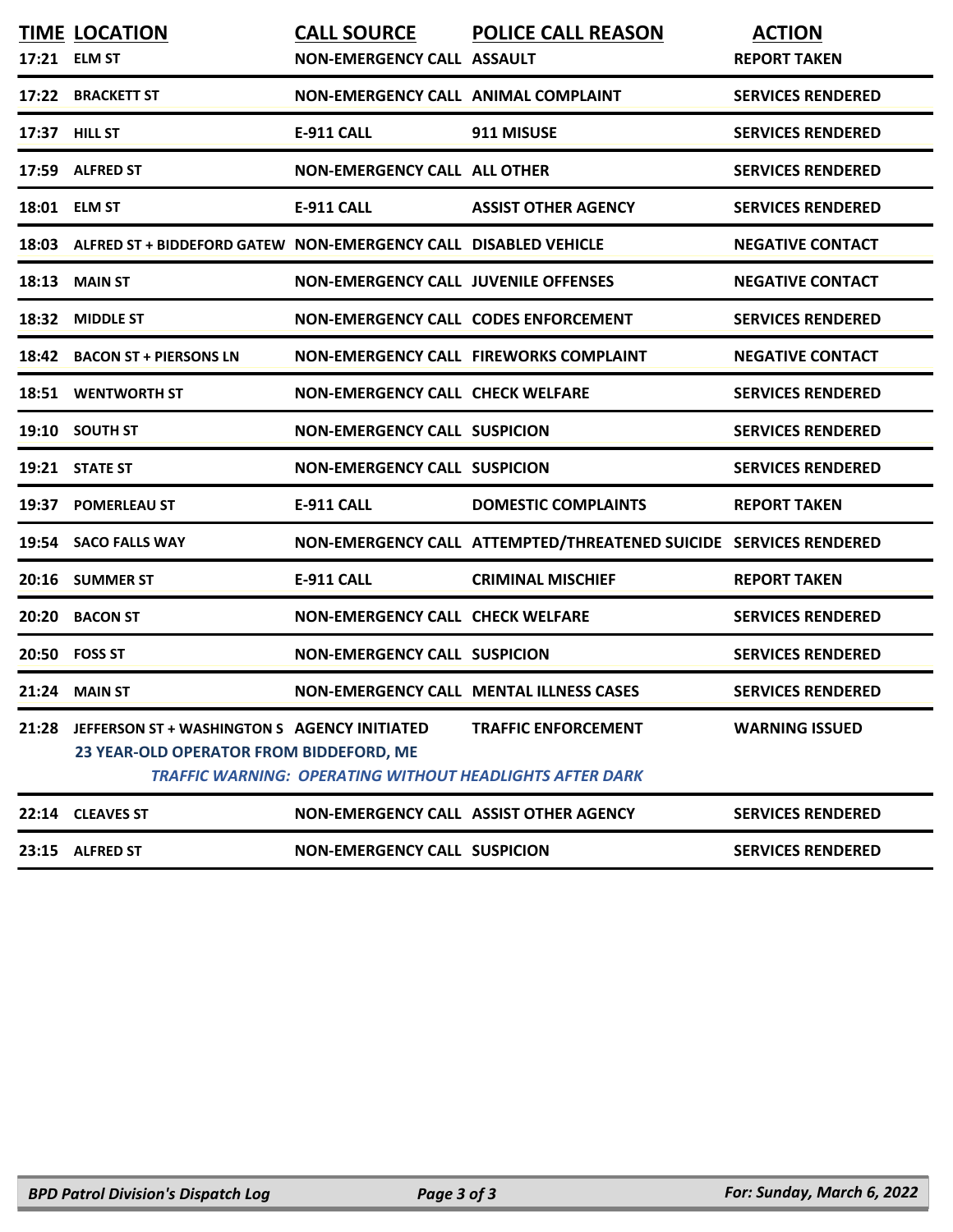| TIME | LOCATION | CALL SOURCE | POLICE CALL REASON | ACTION |
|---|---|---|---|---|
| 17:21 | ELM ST | NON-EMERGENCY CALL | ASSAULT | REPORT TAKEN |
| 17:22 | BRACKETT ST | NON-EMERGENCY CALL | ANIMAL COMPLAINT | SERVICES RENDERED |
| 17:37 | HILL ST | E-911 CALL | 911 MISUSE | SERVICES RENDERED |
| 17:59 | ALFRED ST | NON-EMERGENCY CALL | ALL OTHER | SERVICES RENDERED |
| 18:01 | ELM ST | E-911 CALL | ASSIST OTHER AGENCY | SERVICES RENDERED |
| 18:03 | ALFRED ST + BIDDEFORD GATEW | NON-EMERGENCY CALL | DISABLED VEHICLE | NEGATIVE CONTACT |
| 18:13 | MAIN ST | NON-EMERGENCY CALL | JUVENILE OFFENSES | NEGATIVE CONTACT |
| 18:32 | MIDDLE ST | NON-EMERGENCY CALL | CODES ENFORCEMENT | SERVICES RENDERED |
| 18:42 | BACON ST + PIERSONS LN | NON-EMERGENCY CALL | FIREWORKS COMPLAINT | NEGATIVE CONTACT |
| 18:51 | WENTWORTH ST | NON-EMERGENCY CALL | CHECK WELFARE | SERVICES RENDERED |
| 19:10 | SOUTH ST | NON-EMERGENCY CALL | SUSPICION | SERVICES RENDERED |
| 19:21 | STATE ST | NON-EMERGENCY CALL | SUSPICION | SERVICES RENDERED |
| 19:37 | POMERLEAU ST | E-911 CALL | DOMESTIC COMPLAINTS | REPORT TAKEN |
| 19:54 | SACO FALLS WAY | NON-EMERGENCY CALL | ATTEMPTED/THREATENED SUICIDE | SERVICES RENDERED |
| 20:16 | SUMMER ST | E-911 CALL | CRIMINAL MISCHIEF | REPORT TAKEN |
| 20:20 | BACON ST | NON-EMERGENCY CALL | CHECK WELFARE | SERVICES RENDERED |
| 20:50 | FOSS ST | NON-EMERGENCY CALL | SUSPICION | SERVICES RENDERED |
| 21:24 | MAIN ST | NON-EMERGENCY CALL | MENTAL ILLNESS CASES | SERVICES RENDERED |
| 21:28 | JEFFERSON ST + WASHINGTON S<br>23 YEAR-OLD OPERATOR FROM BIDDEFORD, ME<br>*TRAFFIC WARNING: OPERATING WITHOUT HEADLIGHTS AFTER DARK* | AGENCY INITIATED | TRAFFIC ENFORCEMENT | WARNING ISSUED |
| 22:14 | CLEAVES ST | NON-EMERGENCY CALL | ASSIST OTHER AGENCY | SERVICES RENDERED |
| 23:15 | ALFRED ST | NON-EMERGENCY CALL | SUSPICION | SERVICES RENDERED |

*BPD Patrol Division's Dispatch Log* — *For: Sunday, March 6, 2022*